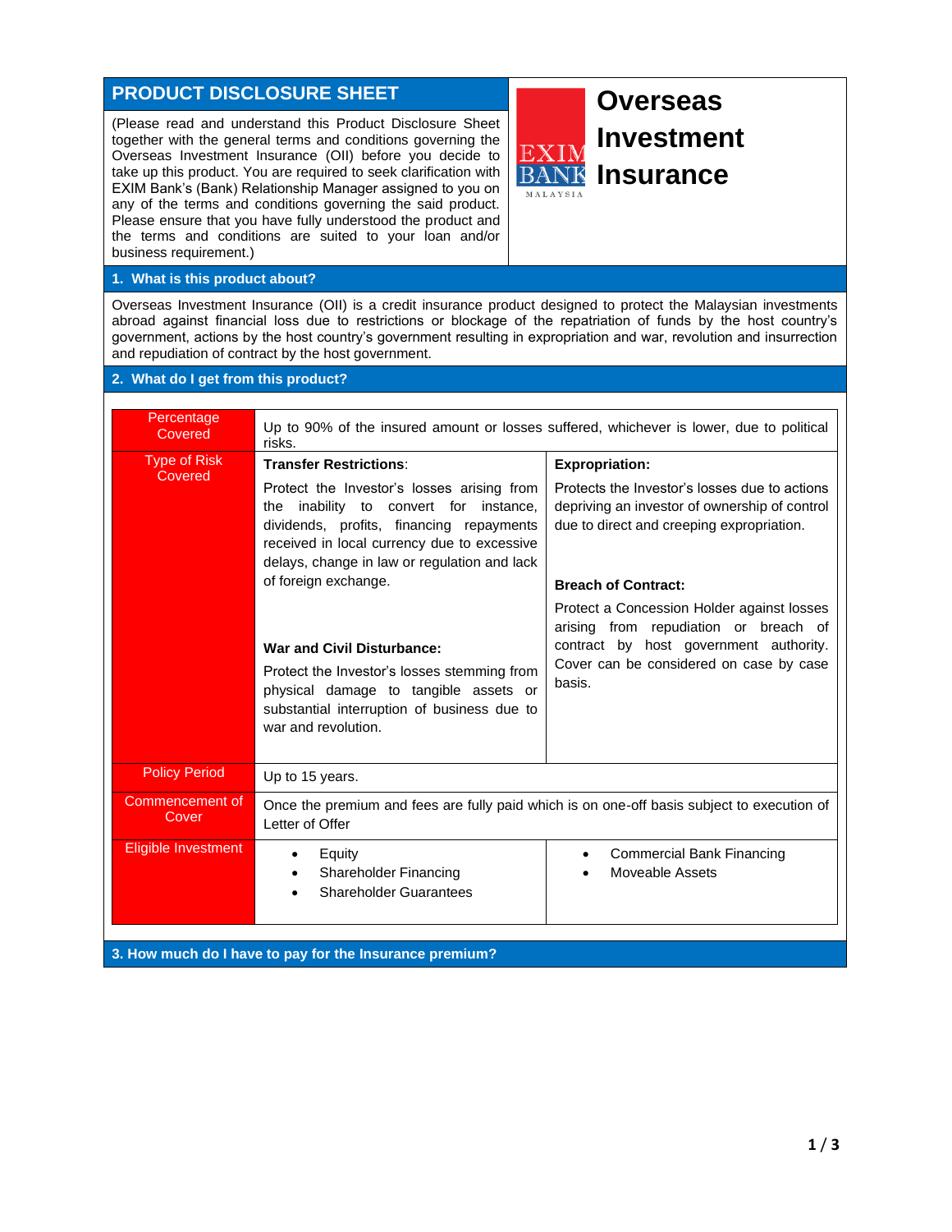# PRODUCT DISCLOSURE SHEET

# Overseas Investment Insurance

(Please read and understand this Product Disclosure Sheet together with the general terms and conditions governing the Overseas Investment Insurance (OII) before you decide to take up this product. You are required to seek clarification with EXIM Bank's (Bank) Relationship Manager assigned to you on any of the terms and conditions governing the said product. Please ensure that you have fully understood the product and the terms and conditions are suited to your loan and/or business requirement.)

## 1. What is this product about?

Overseas Investment Insurance (OII) is a credit insurance product designed to protect the Malaysian investments abroad against financial loss due to restrictions or blockage of the repatriation of funds by the host country's government, actions by the host country's government resulting in expropriation and war, revolution and insurrection and repudiation of contract by the host government.

## 2. What do I get from this product?

| | | |
|---|---|---|
| Percentage Covered | Up to 90% of the insured amount or losses suffered, whichever is lower, due to political risks. | |
| Type of Risk Covered | **Transfer Restrictions**:<br>Protect the Investor's losses arising from the inability to convert for instance, dividends, profits, financing repayments received in local currency due to excessive delays, change in law or regulation and lack of foreign exchange.<br><br>**War and Civil Disturbance:**<br>Protect the Investor's losses stemming from physical damage to tangible assets or substantial interruption of business due to war and revolution. | **Expropriation:**<br>Protects the Investor's losses due to actions depriving an investor of ownership of control due to direct and creeping expropriation.<br><br>**Breach of Contract:**<br>Protect a Concession Holder against losses arising from repudiation or breach of contract by host government authority. Cover can be considered on case by case basis. |
| Policy Period | Up to 15 years. | |
| Commencement of Cover | Once the premium and fees are fully paid which is on one-off basis subject to execution of Letter of Offer | |
| Eligible Investment | • Equity<br>• Shareholder Financing<br>• Shareholder Guarantees | • Commercial Bank Financing<br>• Moveable Assets |

## 3. How much do I have to pay for the Insurance premium?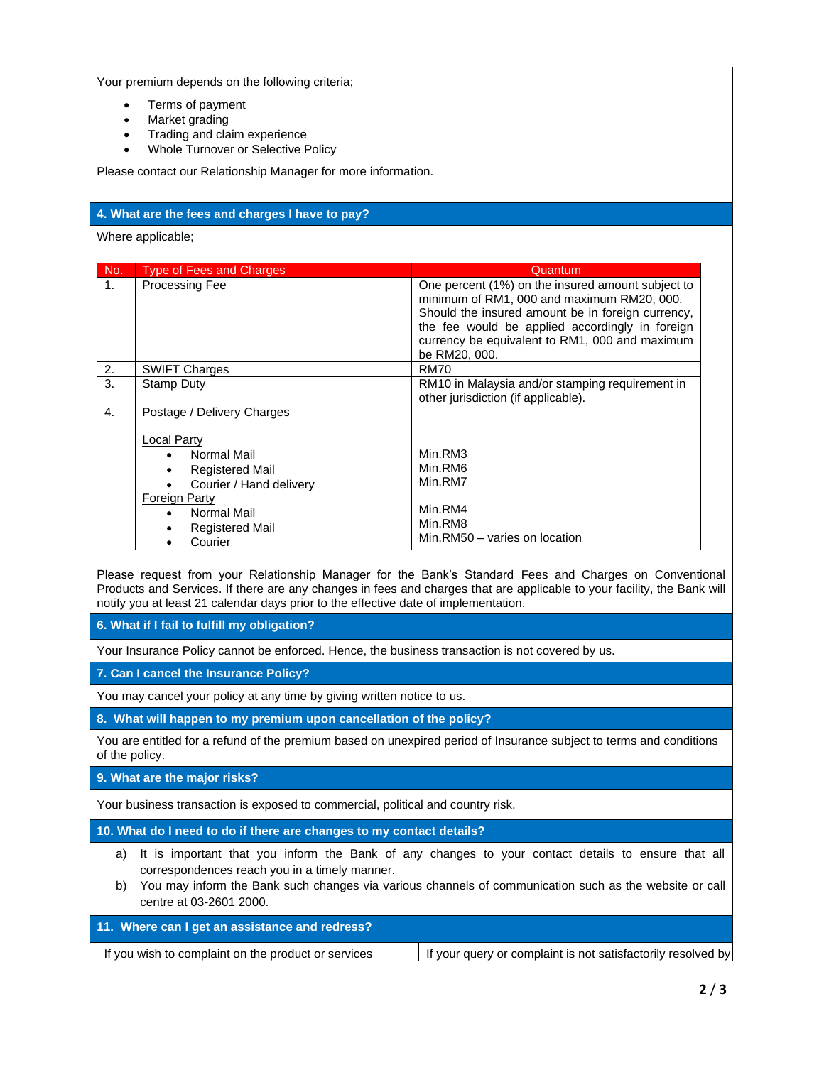Your premium depends on the following criteria;

- Terms of payment
- Market grading
- Trading and claim experience
- Whole Turnover or Selective Policy

Please contact our Relationship Manager for more information.

## 4. What are the fees and charges I have to pay?

Where applicable;

| No. | Type of Fees and Charges | Quantum |
|---|---|---|
| 1. | Processing Fee | One percent (1%) on the insured amount subject to minimum of RM1, 000 and maximum RM20, 000. Should the insured amount be in foreign currency, the fee would be applied accordingly in foreign currency be equivalent to RM1, 000 and maximum be RM20, 000. |
| 2. | SWIFT Charges | RM70 |
| 3. | Stamp Duty | RM10 in Malaysia and/or stamping requirement in other jurisdiction (if applicable). |
| 4. | Postage / Delivery Charges<br><br>Local Party<br>• Normal Mail<br>• Registered Mail<br>• Courier / Hand delivery<br>Foreign Party<br>• Normal Mail<br>• Registered Mail<br>• Courier | <br><br><br>Min.RM3<br>Min.RM6<br>Min.RM7<br><br>Min.RM4<br>Min.RM8<br>Min.RM50 – varies on location |

Please request from your Relationship Manager for the Bank's Standard Fees and Charges on Conventional Products and Services. If there are any changes in fees and charges that are applicable to your facility, the Bank will notify you at least 21 calendar days prior to the effective date of implementation.

## 6. What if I fail to fulfill my obligation?

Your Insurance Policy cannot be enforced. Hence, the business transaction is not covered by us.

## 7. Can I cancel the Insurance Policy?

You may cancel your policy at any time by giving written notice to us.

## 8. What will happen to my premium upon cancellation of the policy?

You are entitled for a refund of the premium based on unexpired period of Insurance subject to terms and conditions of the policy.

## 9. What are the major risks?

Your business transaction is exposed to commercial, political and country risk.

## 10. What do I need to do if there are changes to my contact details?

a) It is important that you inform the Bank of any changes to your contact details to ensure that all correspondences reach you in a timely manner.

b) You may inform the Bank such changes via various channels of communication such as the website or call centre at 03-2601 2000.

## 11. Where can I get an assistance and redress?

| If you wish to complaint on the product or services | If your query or complaint is not satisfactorily resolved by |
|---|---|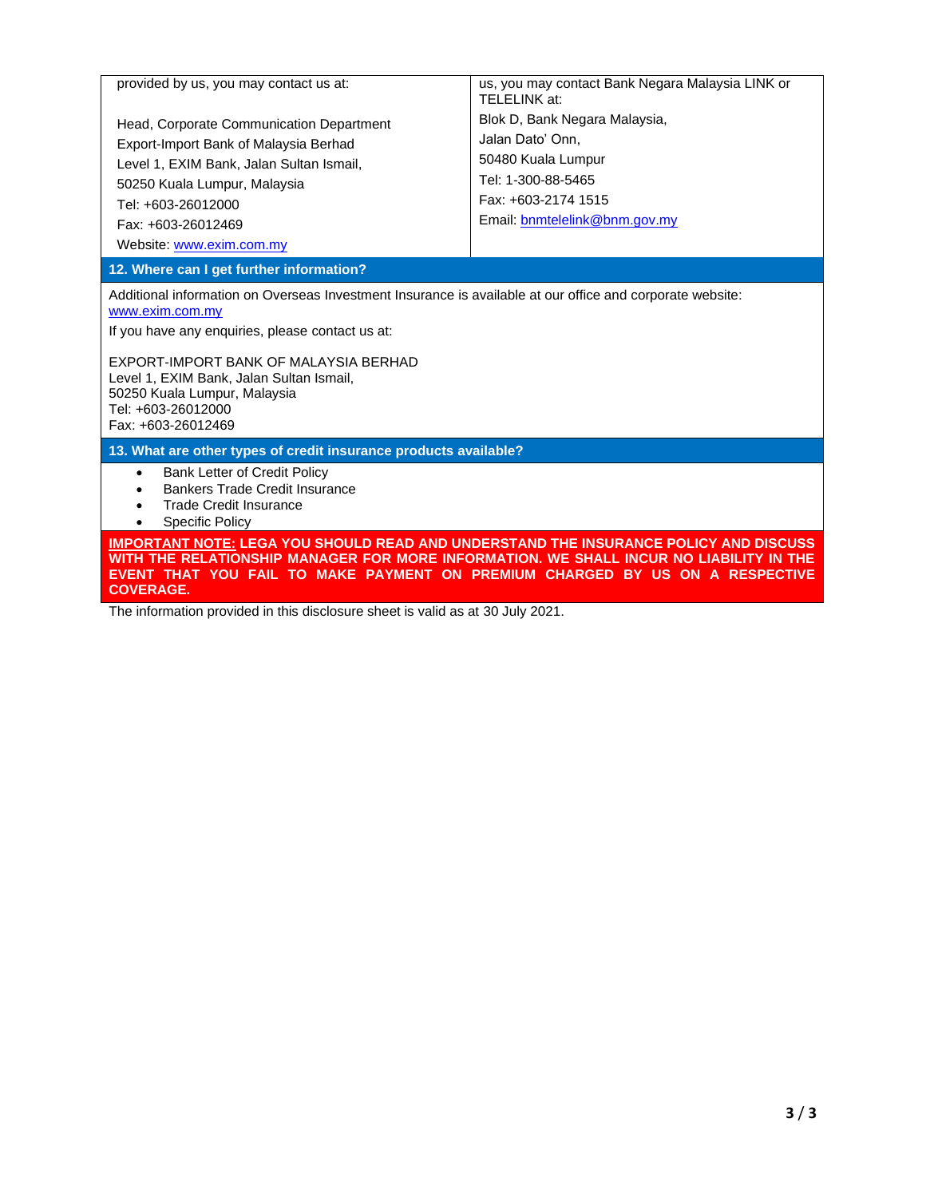| | |
|---|---|
| provided by us, you may contact us at:<br><br>Head, Corporate Communication Department<br>Export-Import Bank of Malaysia Berhad<br>Level 1, EXIM Bank, Jalan Sultan Ismail,<br>50250 Kuala Lumpur, Malaysia<br>Tel: +603-26012000<br>Fax: +603-26012469<br>Website: www.exim.com.my | us, you may contact Bank Negara Malaysia LINK or TELELINK at:<br>Blok D, Bank Negara Malaysia,<br>Jalan Dato' Onn,<br>50480 Kuala Lumpur<br>Tel: 1-300-88-5465<br>Fax: +603-2174 1515<br>Email: bnmtelelink@bnm.gov.my |

## 12. Where can I get further information?

Additional information on Overseas Investment Insurance is available at our office and corporate website: www.exim.com.my

If you have any enquiries, please contact us at:

EXPORT-IMPORT BANK OF MALAYSIA BERHAD
Level 1, EXIM Bank, Jalan Sultan Ismail,
50250 Kuala Lumpur, Malaysia
Tel: +603-26012000
Fax: +603-26012469

## 13. What are other types of credit insurance products available?

- Bank Letter of Credit Policy
- Bankers Trade Credit Insurance
- Trade Credit Insurance
- Specific Policy

**IMPORTANT NOTE: LEGA YOU SHOULD READ AND UNDERSTAND THE INSURANCE POLICY AND DISCUSS WITH THE RELATIONSHIP MANAGER FOR MORE INFORMATION. WE SHALL INCUR NO LIABILITY IN THE EVENT THAT YOU FAIL TO MAKE PAYMENT ON PREMIUM CHARGED BY US ON A RESPECTIVE COVERAGE.**

The information provided in this disclosure sheet is valid as at 30 July 2021.